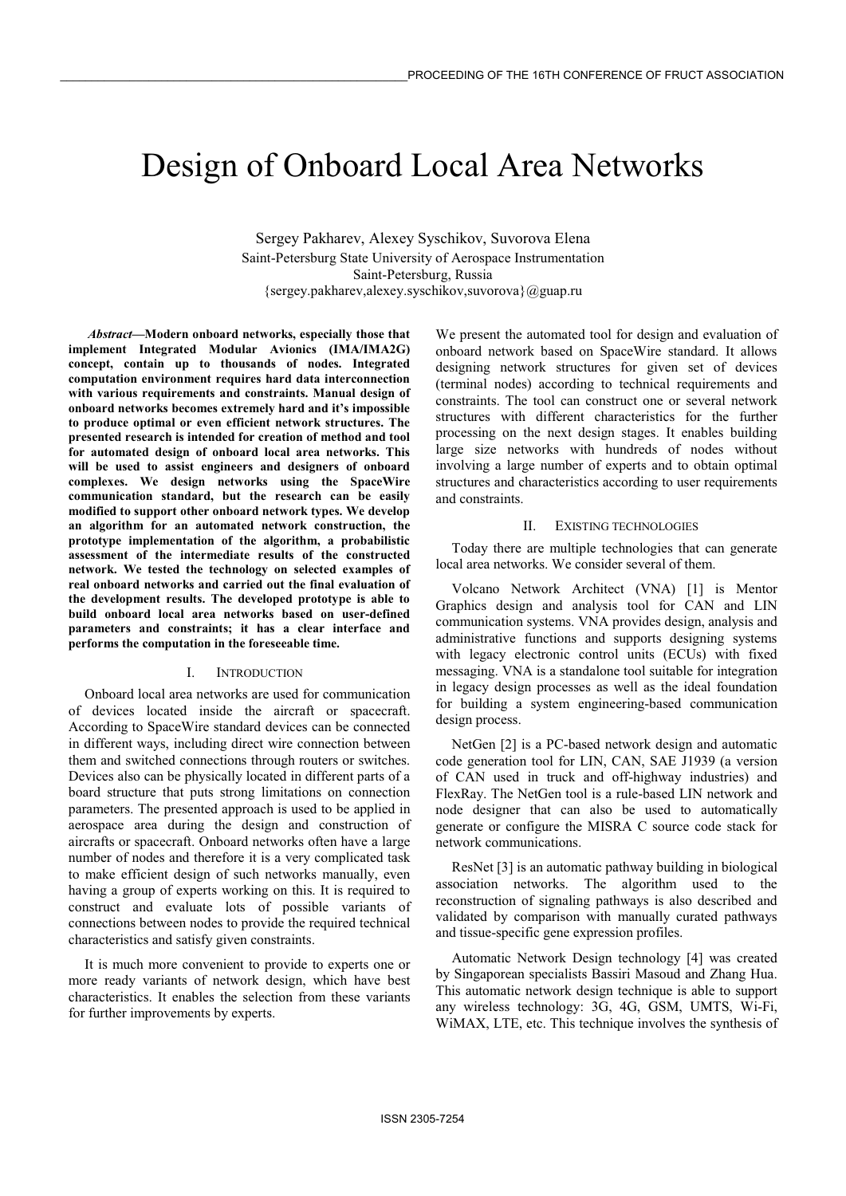# Design of Onboard Local Area Networks

Sergey Pakharev, Alexey Syschikov, Suvorova Elena
Saint-Petersburg State University of Aerospace Instrumentation
Saint-Petersburg, Russia
{sergey.pakharev,alexey.syschikov,suvorova}@guap.ru

***Abstract*—Modern onboard networks, especially those that implement Integrated Modular Avionics (IMA/IMA2G) concept, contain up to thousands of nodes. Integrated computation environment requires hard data interconnection with various requirements and constraints. Manual design of onboard networks becomes extremely hard and it's impossible to produce optimal or even efficient network structures. The presented research is intended for creation of method and tool for automated design of onboard local area networks. This will be used to assist engineers and designers of onboard complexes. We design networks using the SpaceWire communication standard, but the research can be easily modified to support other onboard network types. We develop an algorithm for an automated network construction, the prototype implementation of the algorithm, a probabilistic assessment of the intermediate results of the constructed network. We tested the technology on selected examples of real onboard networks and carried out the final evaluation of the development results. The developed prototype is able to build onboard local area networks based on user-defined parameters and constraints; it has a clear interface and performs the computation in the foreseeable time.**

## I. Introduction

Onboard local area networks are used for communication of devices located inside the aircraft or spacecraft. According to SpaceWire standard devices can be connected in different ways, including direct wire connection between them and switched connections through routers or switches. Devices also can be physically located in different parts of a board structure that puts strong limitations on connection parameters. The presented approach is used to be applied in aerospace area during the design and construction of aircrafts or spacecraft. Onboard networks often have a large number of nodes and therefore it is a very complicated task to make efficient design of such networks manually, even having a group of experts working on this. It is required to construct and evaluate lots of possible variants of connections between nodes to provide the required technical characteristics and satisfy given constraints.

It is much more convenient to provide to experts one or more ready variants of network design, which have best characteristics. It enables the selection from these variants for further improvements by experts.

We present the automated tool for design and evaluation of onboard network based on SpaceWire standard. It allows designing network structures for given set of devices (terminal nodes) according to technical requirements and constraints. The tool can construct one or several network structures with different characteristics for the further processing on the next design stages. It enables building large size networks with hundreds of nodes without involving a large number of experts and to obtain optimal structures and characteristics according to user requirements and constraints.

## II. Existing Technologies

Today there are multiple technologies that can generate local area networks. We consider several of them.

Volcano Network Architect (VNA) [1] is Mentor Graphics design and analysis tool for CAN and LIN communication systems. VNA provides design, analysis and administrative functions and supports designing systems with legacy electronic control units (ECUs) with fixed messaging. VNA is a standalone tool suitable for integration in legacy design processes as well as the ideal foundation for building a system engineering-based communication design process.

NetGen [2] is a PC-based network design and automatic code generation tool for LIN, CAN, SAE J1939 (a version of CAN used in truck and off-highway industries) and FlexRay. The NetGen tool is a rule-based LIN network and node designer that can also be used to automatically generate or configure the MISRA C source code stack for network communications.

ResNet [3] is an automatic pathway building in biological association networks. The algorithm used to the reconstruction of signaling pathways is also described and validated by comparison with manually curated pathways and tissue-specific gene expression profiles.

Automatic Network Design technology [4] was created by Singaporean specialists Bassiri Masoud and Zhang Hua. This automatic network design technique is able to support any wireless technology: 3G, 4G, GSM, UMTS, Wi-Fi, WiMAX, LTE, etc. This technique involves the synthesis of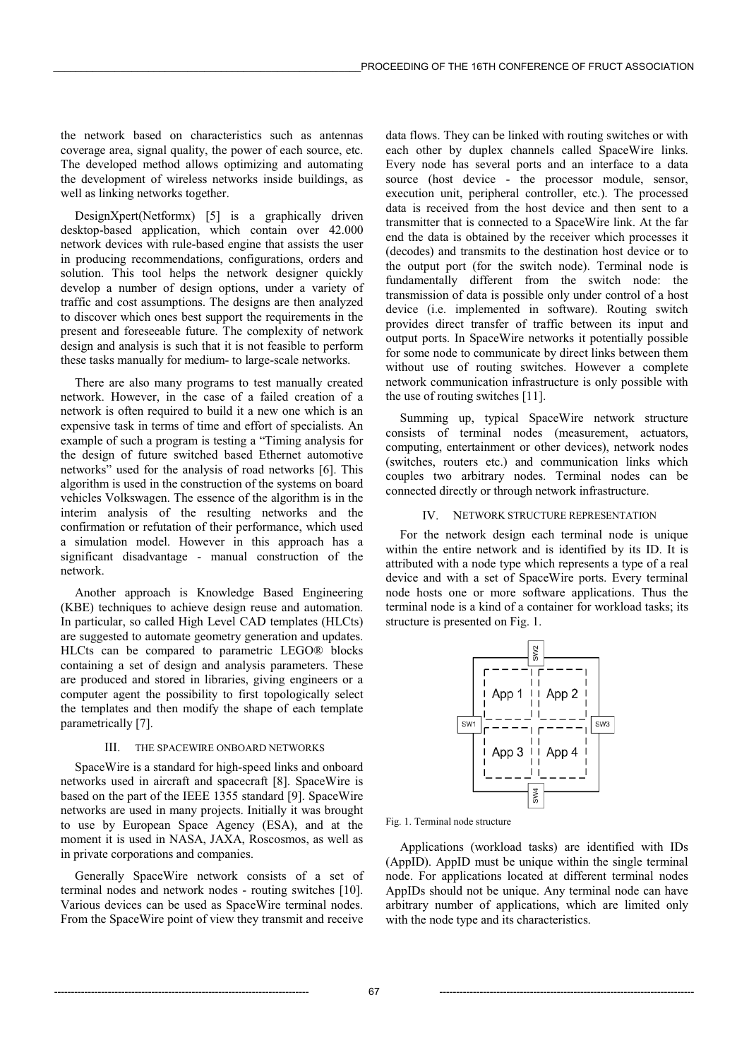the network based on characteristics such as antennas coverage area, signal quality, the power of each source, etc. The developed method allows optimizing and automating the development of wireless networks inside buildings, as well as linking networks together.

DesignXpert(Netformx) [5] is a graphically driven desktop-based application, which contain over 42.000 network devices with rule-based engine that assists the user in producing recommendations, configurations, orders and solution. This tool helps the network designer quickly develop a number of design options, under a variety of traffic and cost assumptions. The designs are then analyzed to discover which ones best support the requirements in the present and foreseeable future. The complexity of network design and analysis is such that it is not feasible to perform these tasks manually for medium- to large-scale networks.

There are also many programs to test manually created network. However, in the case of a failed creation of a network is often required to build it a new one which is an expensive task in terms of time and effort of specialists. An example of such a program is testing a "Timing analysis for the design of future switched based Ethernet automotive networks" used for the analysis of road networks [6]. This algorithm is used in the construction of the systems on board vehicles Volkswagen. The essence of the algorithm is in the interim analysis of the resulting networks and the confirmation or refutation of their performance, which used a simulation model. However in this approach has a significant disadvantage - manual construction of the network.

Another approach is Knowledge Based Engineering (KBE) techniques to achieve design reuse and automation. In particular, so called High Level CAD templates (HLCts) are suggested to automate geometry generation and updates. HLCts can be compared to parametric LEGO® blocks containing a set of design and analysis parameters. These are produced and stored in libraries, giving engineers or a computer agent the possibility to first topologically select the templates and then modify the shape of each template parametrically [7].

## III. The SpaceWire Onboard Networks

SpaceWire is a standard for high-speed links and onboard networks used in aircraft and spacecraft [8]. SpaceWire is based on the part of the IEEE 1355 standard [9]. SpaceWire networks are used in many projects. Initially it was brought to use by European Space Agency (ESA), and at the moment it is used in NASA, JAXA, Roscosmos, as well as in private corporations and companies.

Generally SpaceWire network consists of a set of terminal nodes and network nodes - routing switches [10]. Various devices can be used as SpaceWire terminal nodes. From the SpaceWire point of view they transmit and receive data flows. They can be linked with routing switches or with each other by duplex channels called SpaceWire links. Every node has several ports and an interface to a data source (host device - the processor module, sensor, execution unit, peripheral controller, etc.). The processed data is received from the host device and then sent to a transmitter that is connected to a SpaceWire link. At the far end the data is obtained by the receiver which processes it (decodes) and transmits to the destination host device or to the output port (for the switch node). Terminal node is fundamentally different from the switch node: the transmission of data is possible only under control of a host device (i.e. implemented in software). Routing switch provides direct transfer of traffic between its input and output ports. In SpaceWire networks it potentially possible for some node to communicate by direct links between them without use of routing switches. However a complete network communication infrastructure is only possible with the use of routing switches [11].

Summing up, typical SpaceWire network structure consists of terminal nodes (measurement, actuators, computing, entertainment or other devices), network nodes (switches, routers etc.) and communication links which couples two arbitrary nodes. Terminal nodes can be connected directly or through network infrastructure.

## IV. Network Structure Representation

For the network design each terminal node is unique within the entire network and is identified by its ID. It is attributed with a node type which represents a type of a real device and with a set of SpaceWire ports. Every terminal node hosts one or more software applications. Thus the terminal node is a kind of a container for workload tasks; its structure is presented on Fig. 1.

SW2

App 1 App 2

SW1 SW3

App 3 App 4

SW4

Fig. 1. Terminal node structure

Applications (workload tasks) are identified with IDs (AppID). AppID must be unique within the single terminal node. For applications located at different terminal nodes AppIDs should not be unique. Any terminal node can have arbitrary number of applications, which are limited only with the node type and its characteristics.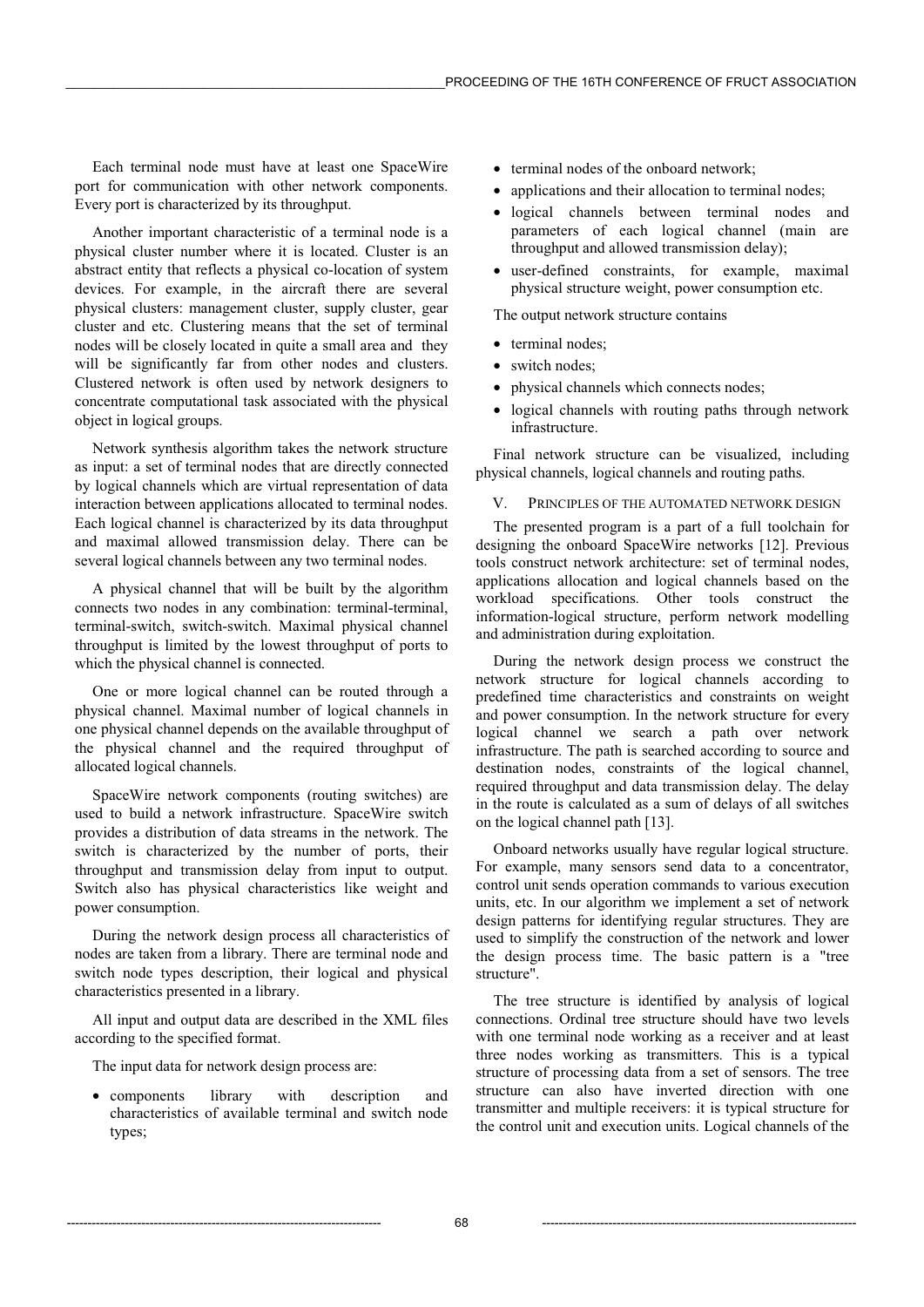Each terminal node must have at least one SpaceWire port for communication with other network components. Every port is characterized by its throughput.

Another important characteristic of a terminal node is a physical cluster number where it is located. Cluster is an abstract entity that reflects a physical co-location of system devices. For example, in the aircraft there are several physical clusters: management cluster, supply cluster, gear cluster and etc. Clustering means that the set of terminal nodes will be closely located in quite a small area and they will be significantly far from other nodes and clusters. Clustered network is often used by network designers to concentrate computational task associated with the physical object in logical groups.

Network synthesis algorithm takes the network structure as input: a set of terminal nodes that are directly connected by logical channels which are virtual representation of data interaction between applications allocated to terminal nodes. Each logical channel is characterized by its data throughput and maximal allowed transmission delay. There can be several logical channels between any two terminal nodes.

A physical channel that will be built by the algorithm connects two nodes in any combination: terminal-terminal, terminal-switch, switch-switch. Maximal physical channel throughput is limited by the lowest throughput of ports to which the physical channel is connected.

One or more logical channel can be routed through a physical channel. Maximal number of logical channels in one physical channel depends on the available throughput of the physical channel and the required throughput of allocated logical channels.

SpaceWire network components (routing switches) are used to build a network infrastructure. SpaceWire switch provides a distribution of data streams in the network. The switch is characterized by the number of ports, their throughput and transmission delay from input to output. Switch also has physical characteristics like weight and power consumption.

During the network design process all characteristics of nodes are taken from a library. There are terminal node and switch node types description, their logical and physical characteristics presented in a library.

All input and output data are described in the XML files according to the specified format.

The input data for network design process are:

- components library with description and characteristics of available terminal and switch node types;
- terminal nodes of the onboard network;
- applications and their allocation to terminal nodes;
- logical channels between terminal nodes and parameters of each logical channel (main are throughput and allowed transmission delay);
- user-defined constraints, for example, maximal physical structure weight, power consumption etc.

The output network structure contains

- terminal nodes;
- switch nodes;
- physical channels which connects nodes;
- logical channels with routing paths through network infrastructure.

Final network structure can be visualized, including physical channels, logical channels and routing paths.

## V. PRINCIPLES OF THE AUTOMATED NETWORK DESIGN

The presented program is a part of a full toolchain for designing the onboard SpaceWire networks [12]. Previous tools construct network architecture: set of terminal nodes, applications allocation and logical channels based on the workload specifications. Other tools construct the information-logical structure, perform network modelling and administration during exploitation.

During the network design process we construct the network structure for logical channels according to predefined time characteristics and constraints on weight and power consumption. In the network structure for every logical channel we search a path over network infrastructure. The path is searched according to source and destination nodes, constraints of the logical channel, required throughput and data transmission delay. The delay in the route is calculated as a sum of delays of all switches on the logical channel path [13].

Onboard networks usually have regular logical structure. For example, many sensors send data to a concentrator, control unit sends operation commands to various execution units, etc. In our algorithm we implement a set of network design patterns for identifying regular structures. They are used to simplify the construction of the network and lower the design process time. The basic pattern is a "tree structure".

The tree structure is identified by analysis of logical connections. Ordinal tree structure should have two levels with one terminal node working as a receiver and at least three nodes working as transmitters. This is a typical structure of processing data from a set of sensors. The tree structure can also have inverted direction with one transmitter and multiple receivers: it is typical structure for the control unit and execution units. Logical channels of the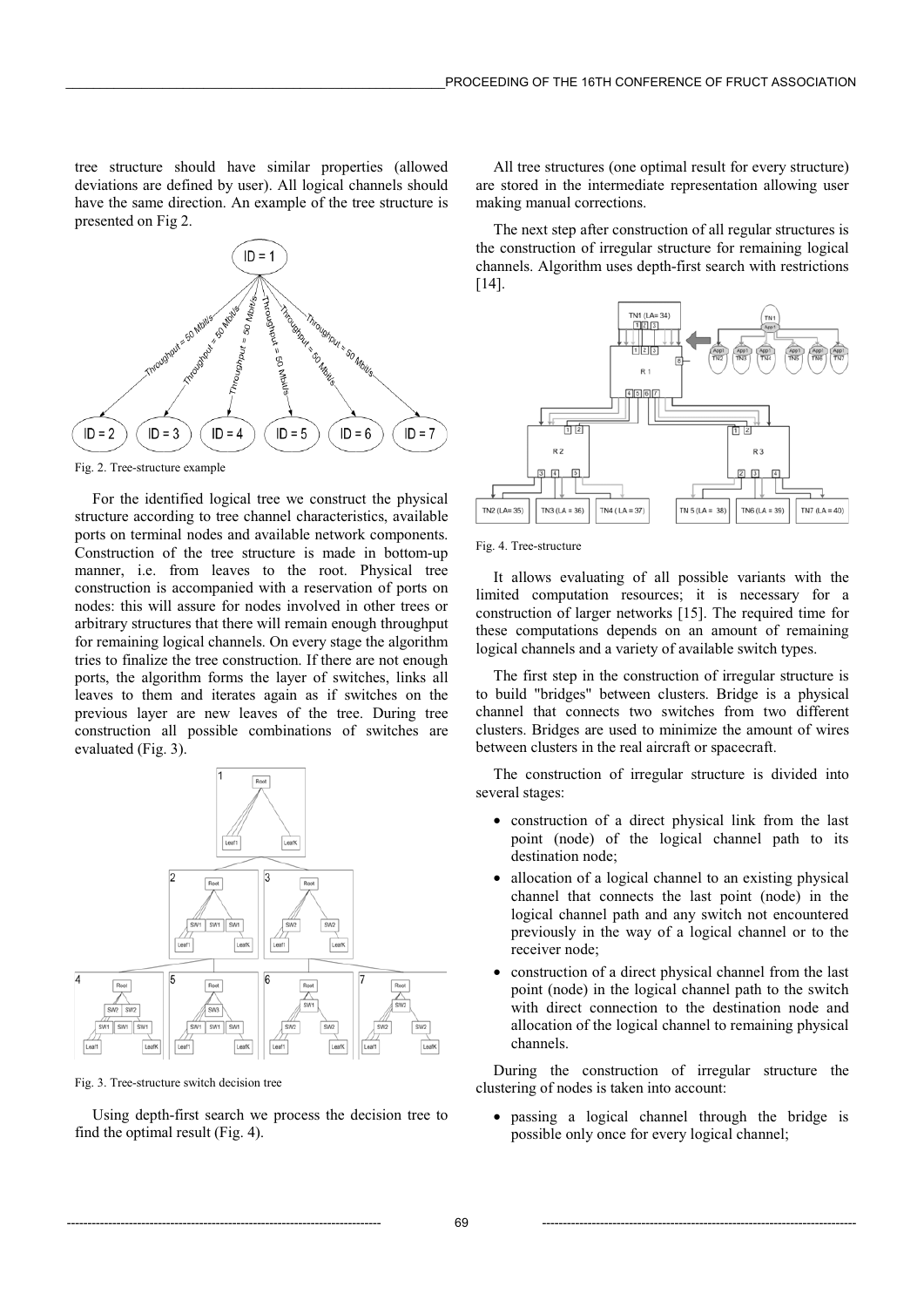tree structure should have similar properties (allowed deviations are defined by user). All logical channels should have the same direction. An example of the tree structure is presented on Fig 2.

ID = 1

Throughput = 50 Mbit/s

ID = 2 ID = 3 ID = 4 ID = 5 ID = 6 ID = 7

Fig. 2. Tree-structure example

For the identified logical tree we construct the physical structure according to tree channel characteristics, available ports on terminal nodes and available network components. Construction of the tree structure is made in bottom-up manner, i.e. from leaves to the root. Physical tree construction is accompanied with a reservation of ports on nodes: this will assure for nodes involved in other trees or arbitrary structures that there will remain enough throughput for remaining logical channels. On every stage the algorithm tries to finalize the tree construction. If there are not enough ports, the algorithm forms the layer of switches, links all leaves to them and iterates again as if switches on the previous layer are new leaves of the tree. During tree construction all possible combinations of switches are evaluated (Fig. 3).

Fig. 3. Tree-structure switch decision tree

Using depth-first search we process the decision tree to find the optimal result (Fig. 4).

All tree structures (one optimal result for every structure) are stored in the intermediate representation allowing user making manual corrections.

The next step after construction of all regular structures is the construction of irregular structure for remaining logical channels. Algorithm uses depth-first search with restrictions [14].

Fig. 4. Tree-structure

It allows evaluating of all possible variants with the limited computation resources; it is necessary for a construction of larger networks [15]. The required time for these computations depends on an amount of remaining logical channels and a variety of available switch types.

The first step in the construction of irregular structure is to build "bridges" between clusters. Bridge is a physical channel that connects two switches from two different clusters. Bridges are used to minimize the amount of wires between clusters in the real aircraft or spacecraft.

The construction of irregular structure is divided into several stages:

- construction of a direct physical link from the last point (node) of the logical channel path to its destination node;
- allocation of a logical channel to an existing physical channel that connects the last point (node) in the logical channel path and any switch not encountered previously in the way of a logical channel or to the receiver node;
- construction of a direct physical channel from the last point (node) in the logical channel path to the switch with direct connection to the destination node and allocation of the logical channel to remaining physical channels.

During the construction of irregular structure the clustering of nodes is taken into account:

- passing a logical channel through the bridge is possible only once for every logical channel;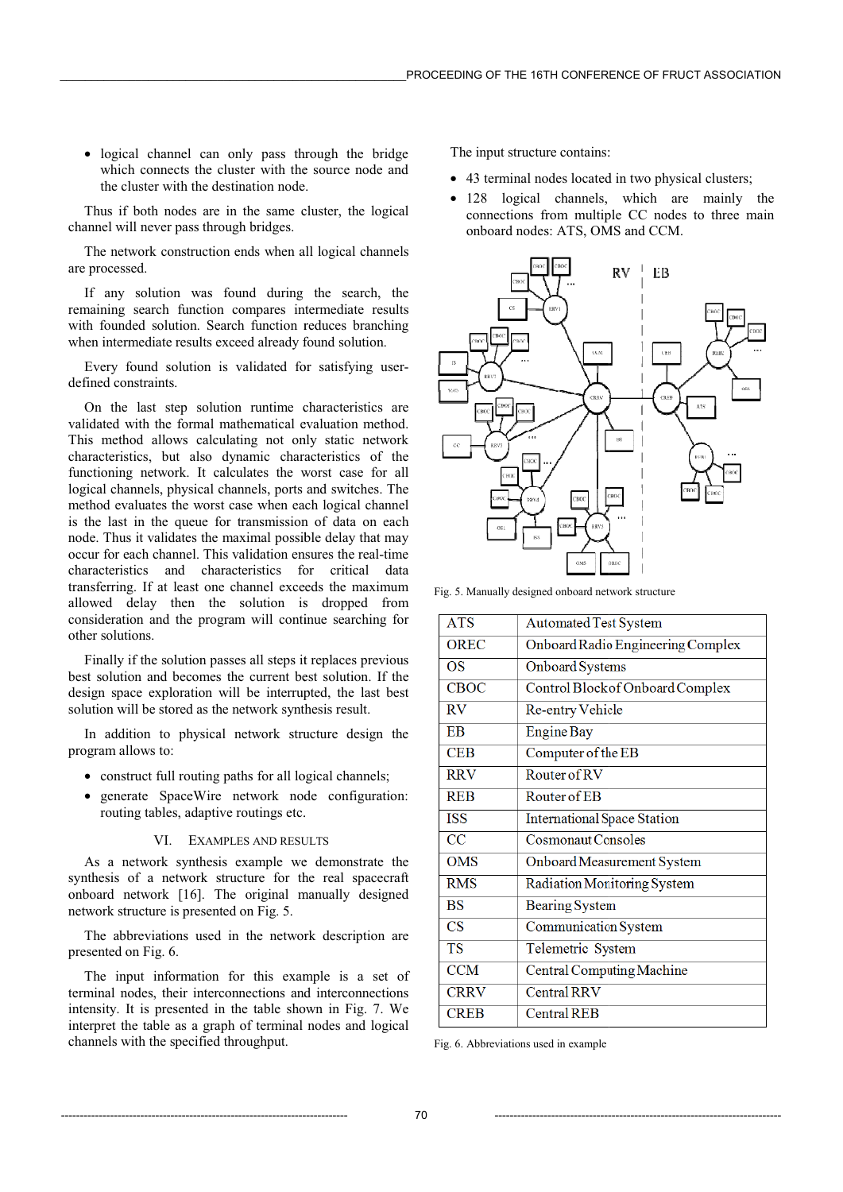- logical channel can only pass through the bridge which connects the cluster with the source node and the cluster with the destination node.

Thus if both nodes are in the same cluster, the logical channel will never pass through bridges.

The network construction ends when all logical channels are processed.

If any solution was found during the search, the remaining search function compares intermediate results with founded solution. Search function reduces branching when intermediate results exceed already found solution.

Every found solution is validated for satisfying user-defined constraints.

On the last step solution runtime characteristics are validated with the formal mathematical evaluation method. This method allows calculating not only static network characteristics, but also dynamic characteristics of the functioning network. It calculates the worst case for all logical channels, physical channels, ports and switches. The method evaluates the worst case when each logical channel is the last in the queue for transmission of data on each node. Thus it validates the maximal possible delay that may occur for each channel. This validation ensures the real-time characteristics and characteristics for critical data transferring. If at least one channel exceeds the maximum allowed delay then the solution is dropped from consideration and the program will continue searching for other solutions.

Finally if the solution passes all steps it replaces previous best solution and becomes the current best solution. If the design space exploration will be interrupted, the last best solution will be stored as the network synthesis result.

In addition to physical network structure design the program allows to:

- construct full routing paths for all logical channels;
- generate SpaceWire network node configuration: routing tables, adaptive routings etc.

## VI. Examples and Results

As a network synthesis example we demonstrate the synthesis of a network structure for the real spacecraft onboard network [16]. The original manually designed network structure is presented on Fig. 5.

The abbreviations used in the network description are presented on Fig. 6.

The input information for this example is a set of terminal nodes, their interconnections and interconnections intensity. It is presented in the table shown in Fig. 7. We interpret the table as a graph of terminal nodes and logical channels with the specified throughput.

The input structure contains:

- 43 terminal nodes located in two physical clusters;
- 128 logical channels, which are mainly the connections from multiple CC nodes to three main onboard nodes: ATS, OMS and CCM.

RV | EB

Fig. 5. Manually designed onboard network structure

| | |
|---|---|
| ATS | Automated Test System |
| OREC | Onboard Radio Engineering Complex |
| OS | Onboard Systems |
| CBOC | Control Block of Onboard Complex |
| RV | Re-entry Vehicle |
| EB | Engine Bay |
| CEB | Computer of the EB |
| RRV | Router of RV |
| REB | Router of EB |
| ISS | International Space Station |
| CC | Cosmonaut Consoles |
| OMS | Onboard Measurement System |
| RMS | Radiation Monitoring System |
| BS | Bearing System |
| CS | Communication System |
| TS | Telemetric System |
| CCM | Central Computing Machine |
| CRRV | Central RRV |
| CREB | Central REB |

Fig. 6. Abbreviations used in example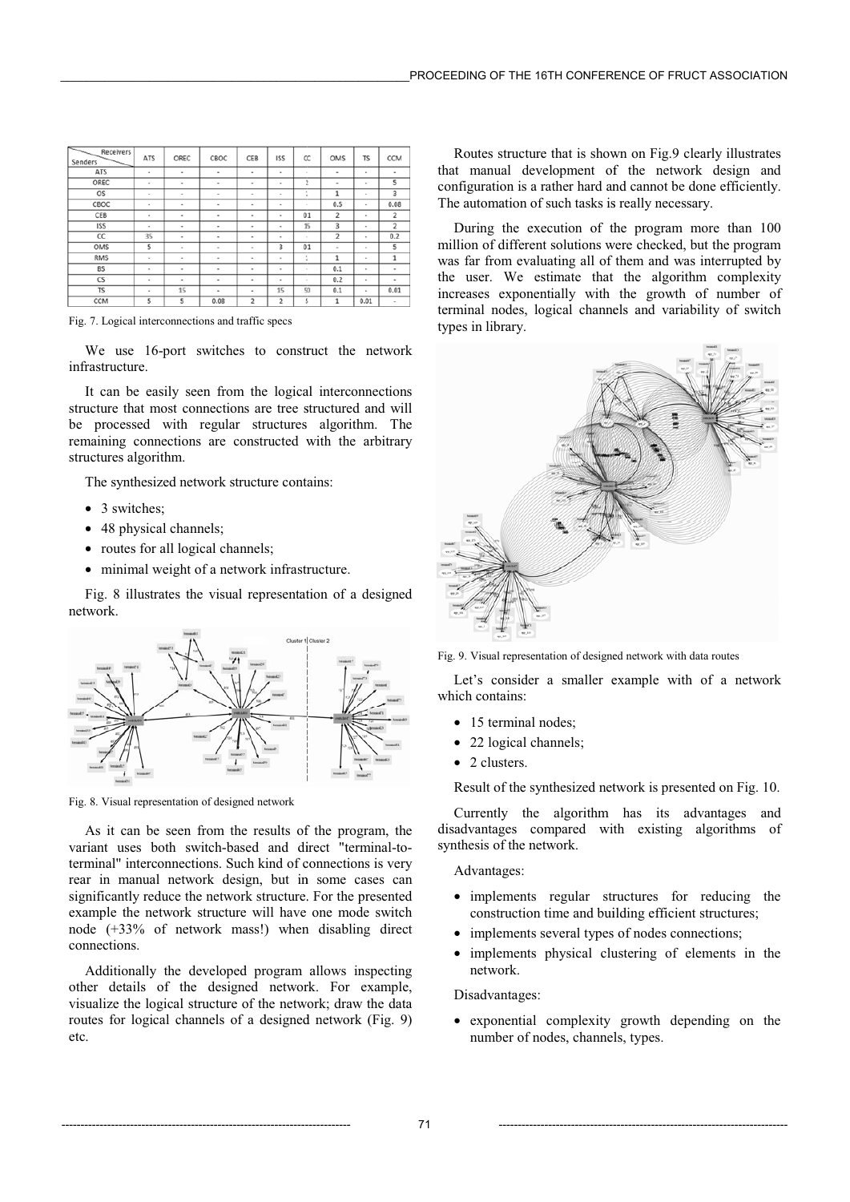| Receivers / Senders | ATS | OREC | CBOC | CEB | ISS | CC | OMS | TS | CCM |
|---|---|---|---|---|---|---|---|---|---|
| ATS | - | - | - | - | - | · | - | - | - |
| OREC | - | - | - | - | - | 2 | - | - | 5 |
| OS | - | - | - | - | - | ; | 1 | - | 3 |
| CBOC | - | - | - | - | - | · | 0.5 | - | 0.08 |
| CEB | - | - | - | - | - | 01 | 2 | - | 2 |
| ISS | - | - | - | - | - | 35 | 3 | - | 2 |
| CC | 35 | - | - | - | - | | 2 | - | 0.2 |
| OMS | 5 | - | - | - | 3 | 01 | - | - | 5 |
| RMS | - | - | - | - | - | ; | 1 | - | 1 |
| BS | - | - | - | - | - | · | 0.1 | - | - |
| CS | - | - | - | - | - | · | 0.2 | - | - |
| TS | - | 15 | - | - | 15 | 50 | 0.1 | - | 0.01 |
| CCM | 5 | 5 | 0.08 | 2 | 2 | 5 | 1 | 0.01 | - |

Fig. 7. Logical interconnections and traffic specs

We use 16-port switches to construct the network infrastructure.

It can be easily seen from the logical interconnections structure that most connections are tree structured and will be processed with regular structures algorithm. The remaining connections are constructed with the arbitrary structures algorithm.

The synthesized network structure contains:

- 3 switches;
- 48 physical channels;
- routes for all logical channels;
- minimal weight of a network infrastructure.

Fig. 8 illustrates the visual representation of a designed network.

Fig. 8. Visual representation of designed network

As it can be seen from the results of the program, the variant uses both switch-based and direct "terminal-to-terminal" interconnections. Such kind of connections is very rear in manual network design, but in some cases can significantly reduce the network structure. For the presented example the network structure will have one mode switch node (+33% of network mass!) when disabling direct connections.

Additionally the developed program allows inspecting other details of the designed network. For example, visualize the logical structure of the network; draw the data routes for logical channels of a designed network (Fig. 9) etc.

Routes structure that is shown on Fig.9 clearly illustrates that manual development of the network design and configuration is a rather hard and cannot be done efficiently. The automation of such tasks is really necessary.

During the execution of the program more than 100 million of different solutions were checked, but the program was far from evaluating all of them and was interrupted by the user. We estimate that the algorithm complexity increases exponentially with the growth of number of terminal nodes, logical channels and variability of switch types in library.

Fig. 9. Visual representation of designed network with data routes

Let's consider a smaller example with of a network which contains:

- 15 terminal nodes;
- 22 logical channels;
- 2 clusters.

Result of the synthesized network is presented on Fig. 10.

Currently the algorithm has its advantages and disadvantages compared with existing algorithms of synthesis of the network.

Advantages:

- implements regular structures for reducing the construction time and building efficient structures;
- implements several types of nodes connections;
- implements physical clustering of elements in the network.

Disadvantages:

- exponential complexity growth depending on the number of nodes, channels, types.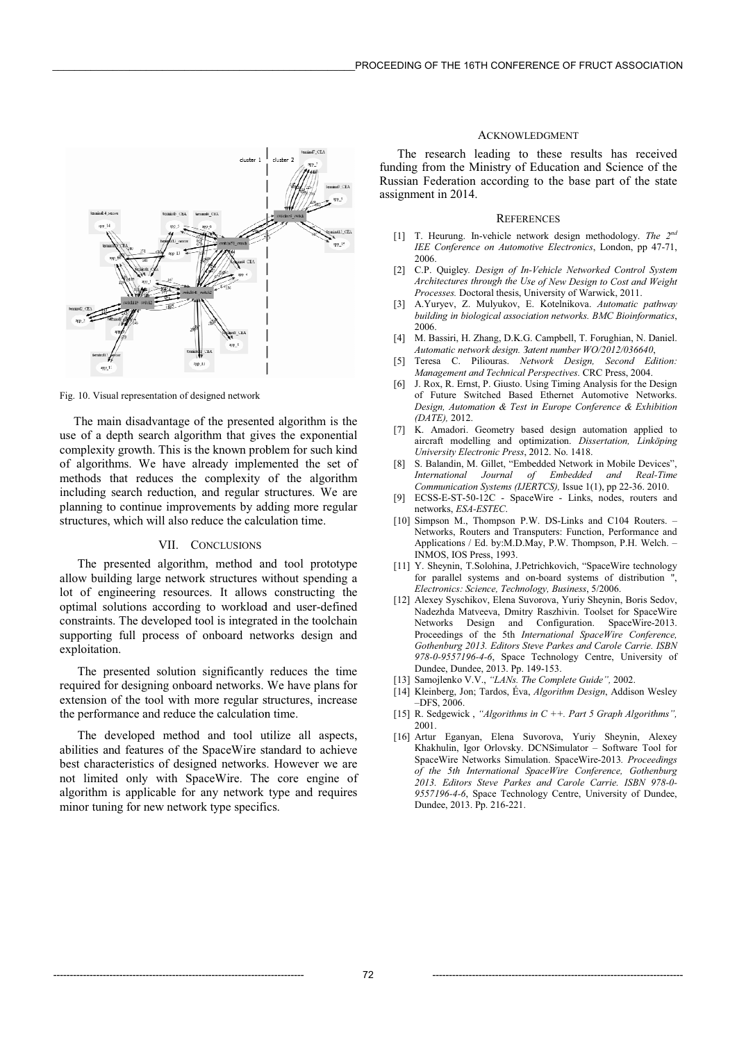Fig. 10. Visual representation of designed network

The main disadvantage of the presented algorithm is the use of a depth search algorithm that gives the exponential complexity growth. This is the known problem for such kind of algorithms. We have already implemented the set of methods that reduces the complexity of the algorithm including search reduction, and regular structures. We are planning to continue improvements by adding more regular structures, which will also reduce the calculation time.

## VII. Conclusions

The presented algorithm, method and tool prototype allow building large network structures without spending a lot of engineering resources. It allows constructing the optimal solutions according to workload and user-defined constraints. The developed tool is integrated in the toolchain supporting full process of onboard networks design and exploitation.

The presented solution significantly reduces the time required for designing onboard networks. We have plans for extension of the tool with more regular structures, increase the performance and reduce the calculation time.

The developed method and tool utilize all aspects, abilities and features of the SpaceWire standard to achieve best characteristics of designed networks. However we are not limited only with SpaceWire. The core engine of algorithm is applicable for any network type and requires minor tuning for new network type specifics.

## Acknowledgment

The research leading to these results has received funding from the Ministry of Education and Science of the Russian Federation according to the base part of the state assignment in 2014.

## References

[1] T. Heurung. In-vehicle network design methodology. *The 2nd IEE Conference on Automotive Electronics*, London, pp 47-71, 2006.

[2] C.P. Quigley. *Design of In-Vehicle Networked Control System Architectures through the Use of New Design to Cost and Weight Processes.* Doctoral thesis, University of Warwick, 2011.

[3] A.Yuryev, Z. Mulyukov, E. Kotelnikova. *Automatic pathway building in biological association networks. BMC Bioinformatics*, 2006.

[4] M. Bassiri, H. Zhang, D.K.G. Campbell, T. Forughian, N. Daniel. *Automatic network design. Зatent number WO/2012/036640*,

[5] Teresa C. Piliouras. *Network Design, Second Edition: Management and Technical Perspectives.* CRC Press, 2004.

[6] J. Rox, R. Ernst, P. Giusto. Using Timing Analysis for the Design of Future Switched Based Ethernet Automotive Networks. *Design, Automation & Test in Europe Conference & Exhibition (DATE),* 2012.

[7] K. Amadori. Geometry based design automation applied to aircraft modelling and optimization. *Dissertation, Linköping University Electronic Press*, 2012. No. 1418.

[8] S. Balandin, M. Gillet, "Embedded Network in Mobile Devices", *International Journal of Embedded and Real-Time Communication Systems (IJERTCS),* Issue 1(1), pp 22-36. 2010.

[9] ECSS-E-ST-50-12C - SpaceWire - Links, nodes, routers and networks, *ESA-ESTEC*.

[10] Simpson M., Thompson P.W. DS-Links and C104 Routers. – Networks, Routers and Transputers: Function, Performance and Applications / Ed. by:M.D.May, P.W. Thompson, P.H. Welch. – INMOS, IOS Press, 1993.

[11] Y. Sheynin, T.Solohina, J.Petrichkovich, "SpaceWire technology for parallel systems and on-board systems of distribution ", *Electronics: Science, Technology, Business*, 5/2006.

[12] Alexey Syschikov, Elena Suvorova, Yuriy Sheynin, Boris Sedov, Nadezhda Matveeva, Dmitry Raszhivin. Toolset for SpaceWire Networks Design and Configuration. SpaceWire-2013. Proceedings of the 5th *International SpaceWire Conference, Gothenburg 2013. Editors Steve Parkes and Carole Carrie. ISBN 978-0-9557196-4-6*, Space Technology Centre, University of Dundee, Dundee, 2013. Pp. 149-153.

[13] Samojlenko V.V., *"LANs. The Complete Guide",* 2002.

[14] Kleinberg, Jon; Tardos, Éva, *Algorithm Design*, Addison Wesley –DFS, 2006.

[15] R. Sedgewick , *"Algorithms in C ++. Part 5 Graph Algorithms",* 2001.

[16] Artur Eganyan, Elena Suvorova, Yuriy Sheynin, Alexey Khakhulin, Igor Orlovsky. DCNSimulator – Software Tool for SpaceWire Networks Simulation. SpaceWire-2013*. Proceedings of the 5th International SpaceWire Conference, Gothenburg 2013. Editors Steve Parkes and Carole Carrie. ISBN 978-0-9557196-4-6*, Space Technology Centre, University of Dundee, Dundee, 2013. Pp. 216-221.